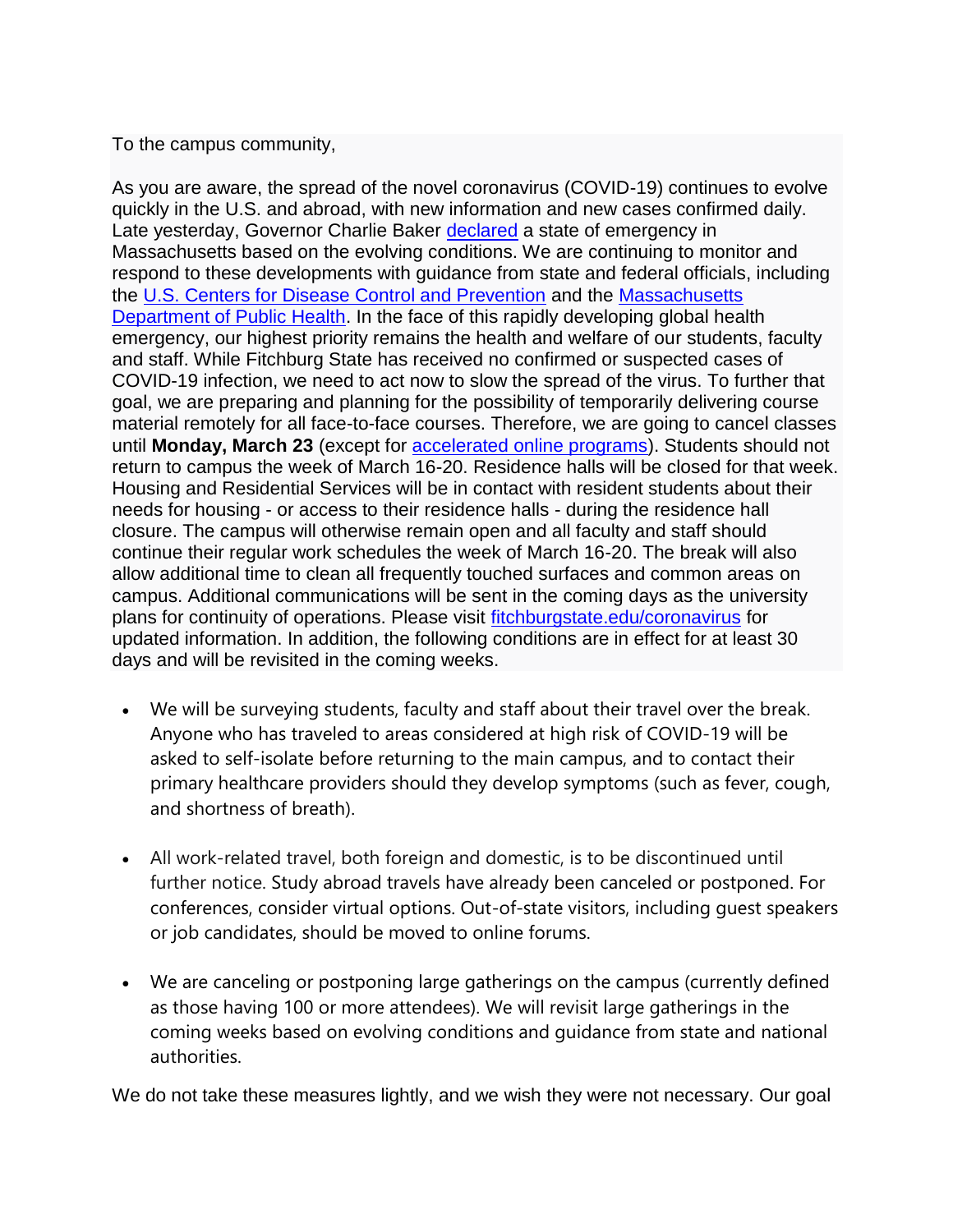To the campus community,

As you are aware, the spread of the novel coronavirus (COVID-19) continues to evolve quickly in the U.S. and abroad, with new information and new cases confirmed daily. Late yesterday, Governor Charlie Baker declared a state of emergency in Massachusetts based on the evolving conditions. We are continuing to monitor and respond to these developments with guidance from state and federal officials, including the U.S. Centers for Disease Control and Prevention and the Massachusetts Department of Public Health. In the face of this rapidly developing global health emergency, our highest priority remains the health and welfare of our students, faculty and staff. While Fitchburg State has received no confirmed or suspected cases of COVID-19 infection, we need to act now to slow the spread of the virus. To further that goal, we are preparing and planning for the possibility of temporarily delivering course material remotely for all face-to-face courses. Therefore, we are going to cancel classes until **Monday, March 23** (except for accelerated online programs). Students should not return to campus the week of March 16-20. Residence halls will be closed for that week. Housing and Residential Services will be in contact with resident students about their needs for housing - or access to their residence halls - during the residence hall closure. The campus will otherwise remain open and all faculty and staff should continue their regular work schedules the week of March 16-20. The break will also allow additional time to clean all frequently touched surfaces and common areas on campus. Additional communications will be sent in the coming days as the university plans for continuity of operations. Please visit fitchburgstate.edu/coronavirus for updated information. In addition, the following conditions are in effect for at least 30 days and will be revisited in the coming weeks.

- We will be surveying students, faculty and staff about their travel over the break. Anyone who has traveled to areas considered at high risk of COVID-19 will be asked to self-isolate before returning to the main campus, and to contact their primary healthcare providers should they develop symptoms (such as fever, cough, and shortness of breath).

- All work-related travel, both foreign and domestic, is to be discontinued until further notice. Study abroad travels have already been canceled or postponed. For conferences, consider virtual options. Out-of-state visitors, including guest speakers or job candidates, should be moved to online forums.

- We are canceling or postponing large gatherings on the campus (currently defined as those having 100 or more attendees). We will revisit large gatherings in the coming weeks based on evolving conditions and guidance from state and national authorities.

We do not take these measures lightly, and we wish they were not necessary. Our goal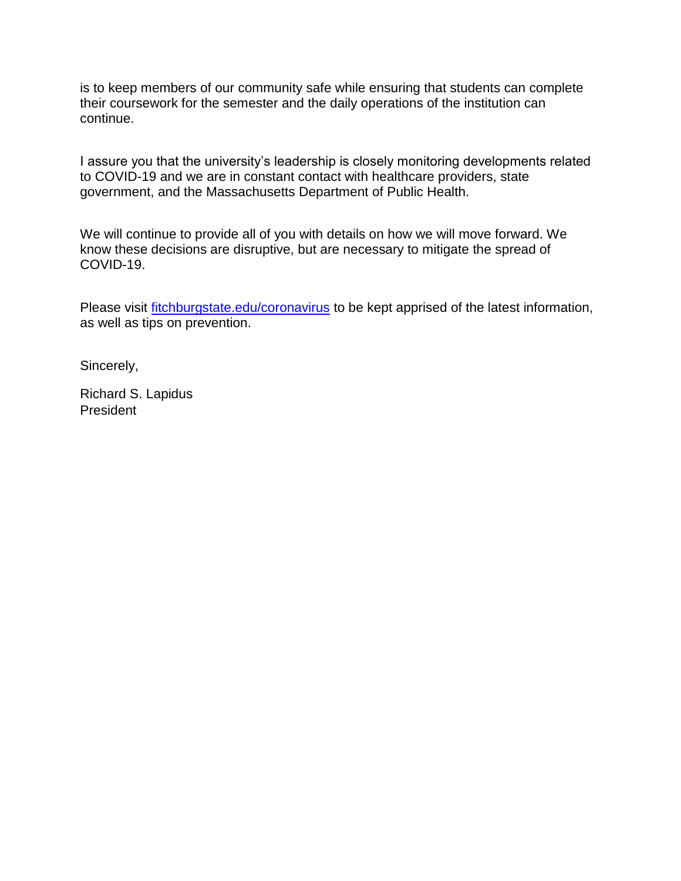is to keep members of our community safe while ensuring that students can complete their coursework for the semester and the daily operations of the institution can continue.

I assure you that the university's leadership is closely monitoring developments related to COVID-19 and we are in constant contact with healthcare providers, state government, and the Massachusetts Department of Public Health.

We will continue to provide all of you with details on how we will move forward. We know these decisions are disruptive, but are necessary to mitigate the spread of COVID-19.

Please visit [fitchburgstate.edu/coronavirus](fitchburgstate.edu/coronavirus) to be kept apprised of the latest information, as well as tips on prevention.

Sincerely,

Richard S. Lapidus
President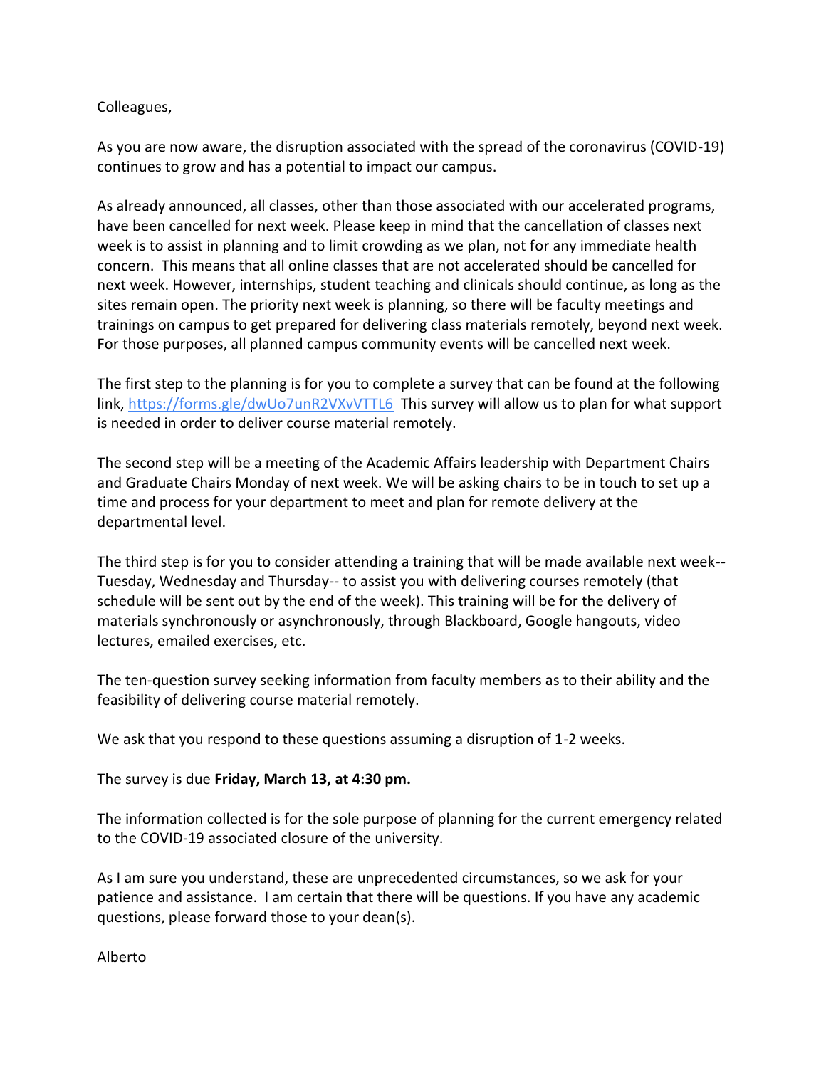Colleagues,

As you are now aware, the disruption associated with the spread of the coronavirus (COVID-19) continues to grow and has a potential to impact our campus.

As already announced, all classes, other than those associated with our accelerated programs, have been cancelled for next week. Please keep in mind that the cancellation of classes next week is to assist in planning and to limit crowding as we plan, not for any immediate health concern. This means that all online classes that are not accelerated should be cancelled for next week. However, internships, student teaching and clinicals should continue, as long as the sites remain open. The priority next week is planning, so there will be faculty meetings and trainings on campus to get prepared for delivering class materials remotely, beyond next week. For those purposes, all planned campus community events will be cancelled next week.

The first step to the planning is for you to complete a survey that can be found at the following link, https://forms.gle/dwUo7unR2VXvVTTL6 This survey will allow us to plan for what support is needed in order to deliver course material remotely.

The second step will be a meeting of the Academic Affairs leadership with Department Chairs and Graduate Chairs Monday of next week. We will be asking chairs to be in touch to set up a time and process for your department to meet and plan for remote delivery at the departmental level.

The third step is for you to consider attending a training that will be made available next week--Tuesday, Wednesday and Thursday-- to assist you with delivering courses remotely (that schedule will be sent out by the end of the week). This training will be for the delivery of materials synchronously or asynchronously, through Blackboard, Google hangouts, video lectures, emailed exercises, etc.

The ten-question survey seeking information from faculty members as to their ability and the feasibility of delivering course material remotely.

We ask that you respond to these questions assuming a disruption of 1-2 weeks.

The survey is due **Friday, March 13, at 4:30 pm.**

The information collected is for the sole purpose of planning for the current emergency related to the COVID-19 associated closure of the university.

As I am sure you understand, these are unprecedented circumstances, so we ask for your patience and assistance. I am certain that there will be questions. If you have any academic questions, please forward those to your dean(s).

Alberto